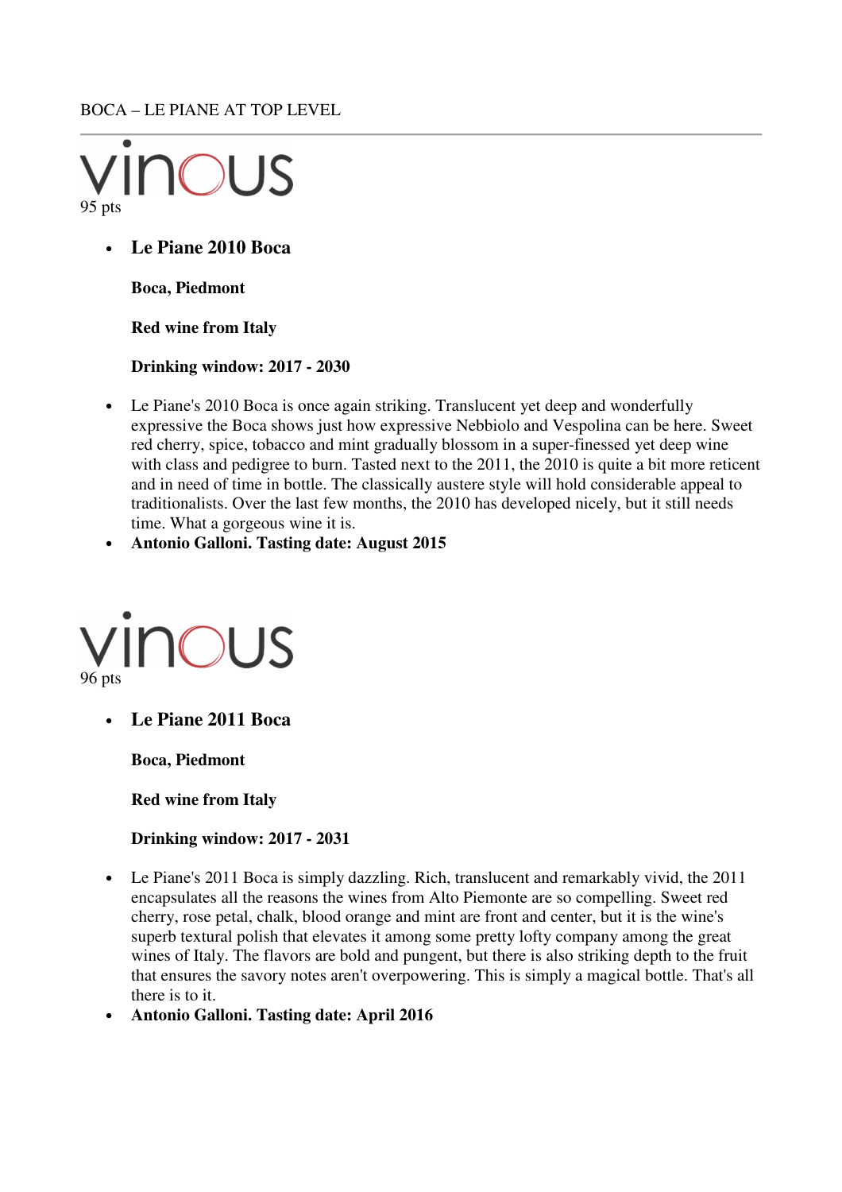BOCA – LE PIANE AT TOP LEVEL

---

vinous

95 pts

- **Le Piane 2010 Boca**

  **Boca, Piedmont**

  **Red wine from Italy**

  **Drinking window: 2017 - 2030**

- Le Piane's 2010 Boca is once again striking. Translucent yet deep and wonderfully expressive the Boca shows just how expressive Nebbiolo and Vespolina can be here. Sweet red cherry, spice, tobacco and mint gradually blossom in a super-finessed yet deep wine with class and pedigree to burn. Tasted next to the 2011, the 2010 is quite a bit more reticent and in need of time in bottle. The classically austere style will hold considerable appeal to traditionalists. Over the last few months, the 2010 has developed nicely, but it still needs time. What a gorgeous wine it is.
- **Antonio Galloni. Tasting date: August 2015**

vinous

96 pts

- **Le Piane 2011 Boca**

  **Boca, Piedmont**

  **Red wine from Italy**

  **Drinking window: 2017 - 2031**

- Le Piane's 2011 Boca is simply dazzling. Rich, translucent and remarkably vivid, the 2011 encapsulates all the reasons the wines from Alto Piemonte are so compelling. Sweet red cherry, rose petal, chalk, blood orange and mint are front and center, but it is the wine's superb textural polish that elevates it among some pretty lofty company among the great wines of Italy. The flavors are bold and pungent, but there is also striking depth to the fruit that ensures the savory notes aren't overpowering. This is simply a magical bottle. That's all there is to it.
- **Antonio Galloni. Tasting date: April 2016**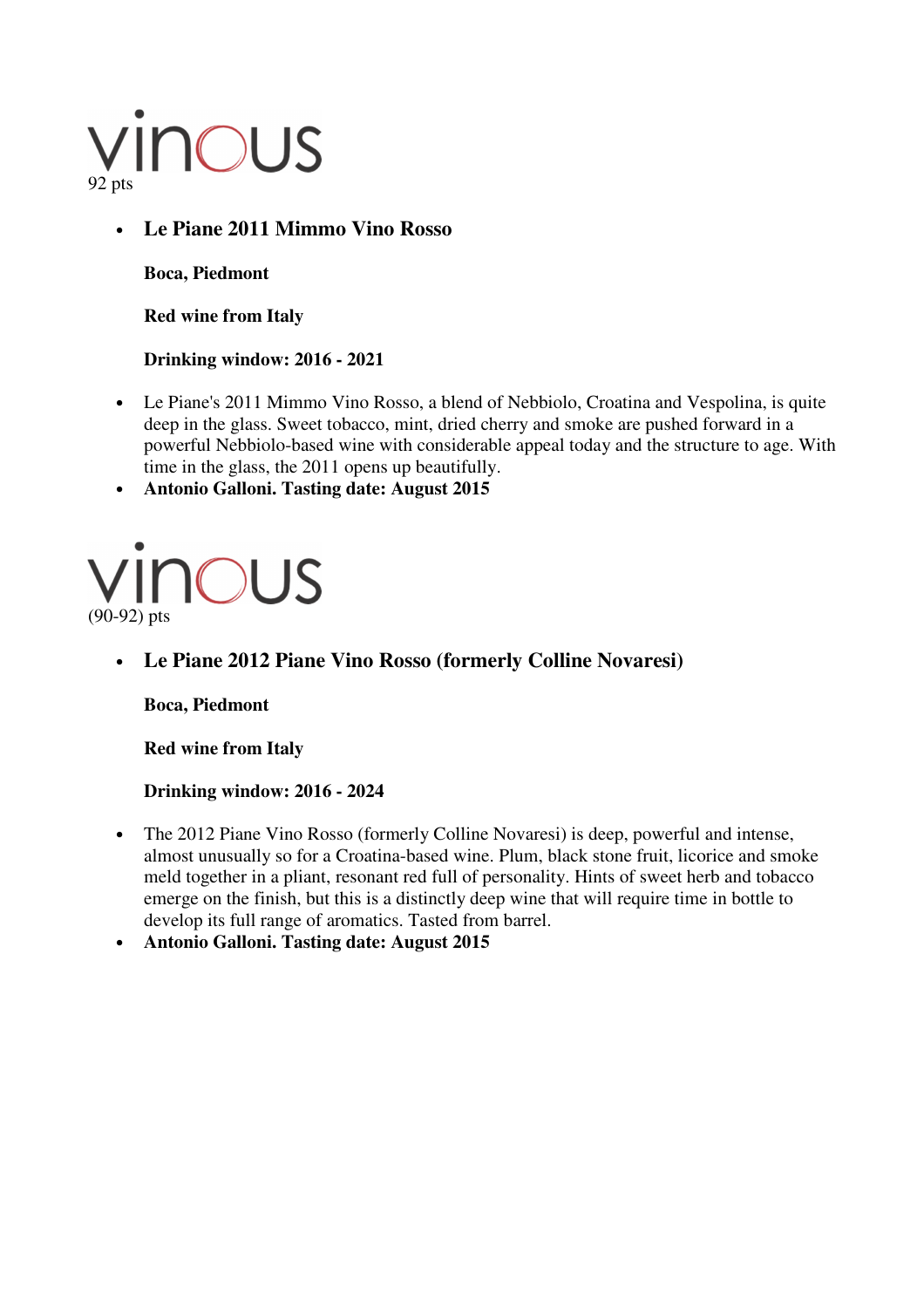vinous
92 pts

- **Le Piane 2011 Mimmo Vino Rosso**

  **Boca, Piedmont**

  **Red wine from Italy**

  **Drinking window: 2016 - 2021**

- Le Piane's 2011 Mimmo Vino Rosso, a blend of Nebbiolo, Croatina and Vespolina, is quite deep in the glass. Sweet tobacco, mint, dried cherry and smoke are pushed forward in a powerful Nebbiolo-based wine with considerable appeal today and the structure to age. With time in the glass, the 2011 opens up beautifully.
- **Antonio Galloni. Tasting date: August 2015**

vinous
(90-92) pts

- **Le Piane 2012 Piane Vino Rosso (formerly Colline Novaresi)**

  **Boca, Piedmont**

  **Red wine from Italy**

  **Drinking window: 2016 - 2024**

- The 2012 Piane Vino Rosso (formerly Colline Novaresi) is deep, powerful and intense, almost unusually so for a Croatina-based wine. Plum, black stone fruit, licorice and smoke meld together in a pliant, resonant red full of personality. Hints of sweet herb and tobacco emerge on the finish, but this is a distinctly deep wine that will require time in bottle to develop its full range of aromatics. Tasted from barrel.
- **Antonio Galloni. Tasting date: August 2015**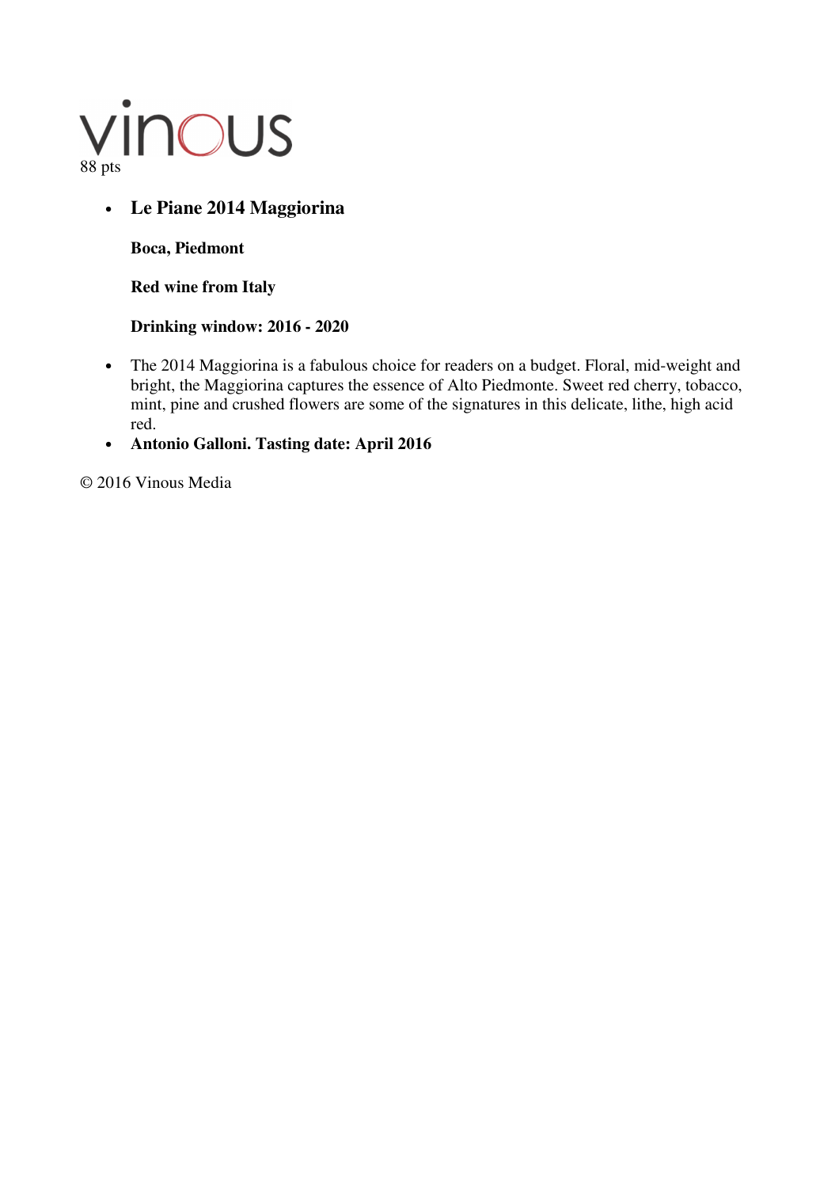vinous

88 pts

- **Le Piane 2014 Maggiorina**

  **Boca, Piedmont**

  **Red wine from Italy**

  **Drinking window: 2016 - 2020**

- The 2014 Maggiorina is a fabulous choice for readers on a budget. Floral, mid-weight and bright, the Maggiorina captures the essence of Alto Piedmonte. Sweet red cherry, tobacco, mint, pine and crushed flowers are some of the signatures in this delicate, lithe, high acid red.
- **Antonio Galloni. Tasting date: April 2016**

© 2016 Vinous Media